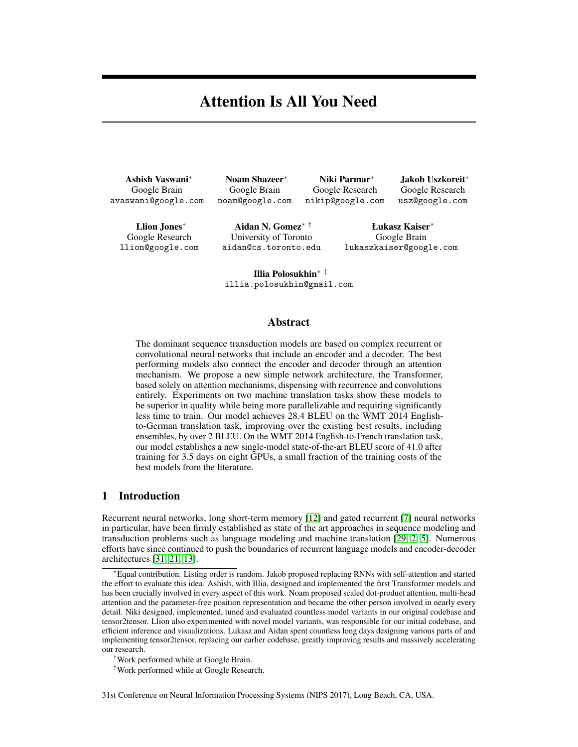# Attention Is All You Need

**Ashish Vaswani**[*]
Google Brain
avaswani@google.com

**Noam Shazeer**[*]
Google Brain
noam@google.com

**Niki Parmar**[*]
Google Research
nikip@google.com

**Jakob Uszkoreit**[*]
Google Research
usz@google.com

**Llion Jones**[*]
Google Research
llion@google.com

**Aidan N. Gomez**[*] [†]
University of Toronto
aidan@cs.toronto.edu

**Łukasz Kaiser**[*]
Google Brain
lukaszkaiser@google.com

**Illia Polosukhin**[*] [‡]
illia.polosukhin@gmail.com

## Abstract

The dominant sequence transduction models are based on complex recurrent or convolutional neural networks that include an encoder and a decoder. The best performing models also connect the encoder and decoder through an attention mechanism. We propose a new simple network architecture, the Transformer, based solely on attention mechanisms, dispensing with recurrence and convolutions entirely. Experiments on two machine translation tasks show these models to be superior in quality while being more parallelizable and requiring significantly less time to train. Our model achieves 28.4 BLEU on the WMT 2014 English-to-German translation task, improving over the existing best results, including ensembles, by over 2 BLEU. On the WMT 2014 English-to-French translation task, our model establishes a new single-model state-of-the-art BLEU score of 41.0 after training for 3.5 days on eight GPUs, a small fraction of the training costs of the best models from the literature.

## 1 Introduction

Recurrent neural networks, long short-term memory [12] and gated recurrent [7] neural networks in particular, have been firmly established as state of the art approaches in sequence modeling and transduction problems such as language modeling and machine translation [29, 2, 5]. Numerous efforts have since continued to push the boundaries of recurrent language models and encoder-decoder architectures [31, 21, 13].

[*]Equal contribution. Listing order is random. Jakob proposed replacing RNNs with self-attention and started the effort to evaluate this idea. Ashish, with Illia, designed and implemented the first Transformer models and has been crucially involved in every aspect of this work. Noam proposed scaled dot-product attention, multi-head attention and the parameter-free position representation and became the other person involved in nearly every detail. Niki designed, implemented, tuned and evaluated countless model variants in our original codebase and tensor2tensor. Llion also experimented with novel model variants, was responsible for our initial codebase, and efficient inference and visualizations. Lukasz and Aidan spent countless long days designing various parts of and implementing tensor2tensor, replacing our earlier codebase, greatly improving results and massively accelerating our research.

[†]Work performed while at Google Brain.

[‡]Work performed while at Google Research.

31st Conference on Neural Information Processing Systems (NIPS 2017), Long Beach, CA, USA.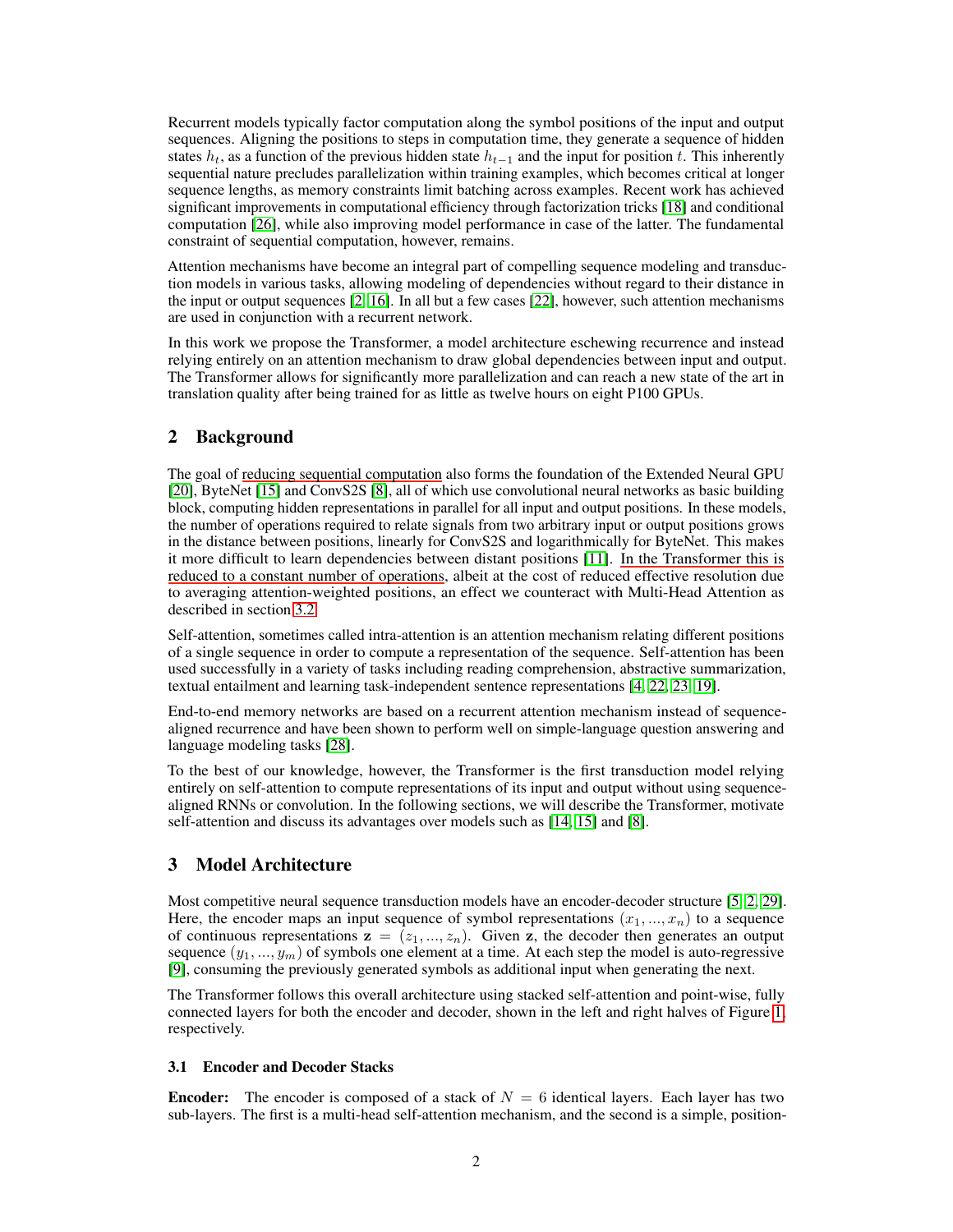Recurrent models typically factor computation along the symbol positions of the input and output sequences. Aligning the positions to steps in computation time, they generate a sequence of hidden states $h_t$, as a function of the previous hidden state $h_{t-1}$ and the input for position $t$. This inherently sequential nature precludes parallelization within training examples, which becomes critical at longer sequence lengths, as memory constraints limit batching across examples. Recent work has achieved significant improvements in computational efficiency through factorization tricks [18] and conditional computation [26], while also improving model performance in case of the latter. The fundamental constraint of sequential computation, however, remains.

Attention mechanisms have become an integral part of compelling sequence modeling and transduction models in various tasks, allowing modeling of dependencies without regard to their distance in the input or output sequences [2, 16]. In all but a few cases [22], however, such attention mechanisms are used in conjunction with a recurrent network.

In this work we propose the Transformer, a model architecture eschewing recurrence and instead relying entirely on an attention mechanism to draw global dependencies between input and output. The Transformer allows for significantly more parallelization and can reach a new state of the art in translation quality after being trained for as little as twelve hours on eight P100 GPUs.

## 2 Background

The goal of reducing sequential computation also forms the foundation of the Extended Neural GPU [20], ByteNet [15] and ConvS2S [8], all of which use convolutional neural networks as basic building block, computing hidden representations in parallel for all input and output positions. In these models, the number of operations required to relate signals from two arbitrary input or output positions grows in the distance between positions, linearly for ConvS2S and logarithmically for ByteNet. This makes it more difficult to learn dependencies between distant positions [11]. In the Transformer this is reduced to a constant number of operations, albeit at the cost of reduced effective resolution due to averaging attention-weighted positions, an effect we counteract with Multi-Head Attention as described in section 3.2.

Self-attention, sometimes called intra-attention is an attention mechanism relating different positions of a single sequence in order to compute a representation of the sequence. Self-attention has been used successfully in a variety of tasks including reading comprehension, abstractive summarization, textual entailment and learning task-independent sentence representations [4, 22, 23, 19].

End-to-end memory networks are based on a recurrent attention mechanism instead of sequence-aligned recurrence and have been shown to perform well on simple-language question answering and language modeling tasks [28].

To the best of our knowledge, however, the Transformer is the first transduction model relying entirely on self-attention to compute representations of its input and output without using sequence-aligned RNNs or convolution. In the following sections, we will describe the Transformer, motivate self-attention and discuss its advantages over models such as [14, 15] and [8].

## 3 Model Architecture

Most competitive neural sequence transduction models have an encoder-decoder structure [5, 2, 29]. Here, the encoder maps an input sequence of symbol representations $(x_1, ..., x_n)$ to a sequence of continuous representations $\mathbf{z} = (z_1, ..., z_n)$. Given $\mathbf{z}$, the decoder then generates an output sequence $(y_1, ..., y_m)$ of symbols one element at a time. At each step the model is auto-regressive [9], consuming the previously generated symbols as additional input when generating the next.

The Transformer follows this overall architecture using stacked self-attention and point-wise, fully connected layers for both the encoder and decoder, shown in the left and right halves of Figure 1, respectively.

### 3.1 Encoder and Decoder Stacks

**Encoder:** The encoder is composed of a stack of $N = 6$ identical layers. Each layer has two sub-layers. The first is a multi-head self-attention mechanism, and the second is a simple, position-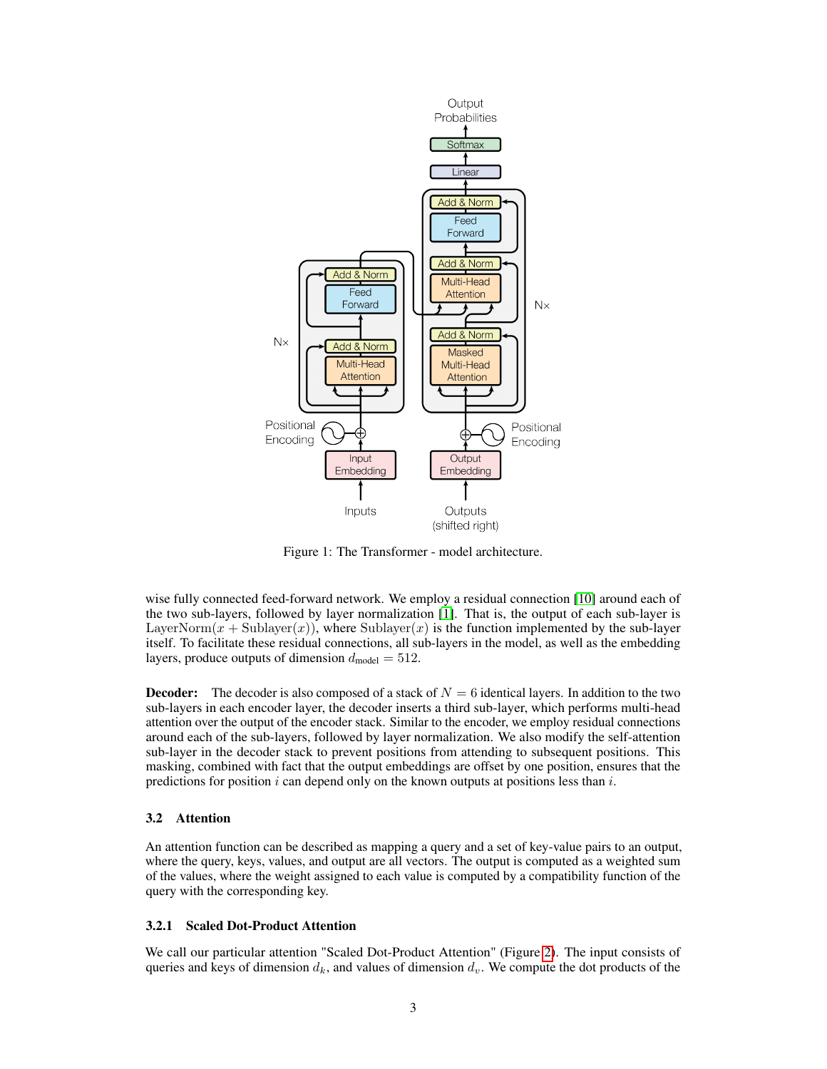Figure 1: The Transformer - model architecture.

wise fully connected feed-forward network. We employ a residual connection [10] around each of the two sub-layers, followed by layer normalization [1]. That is, the output of each sub-layer is $\mathrm{LayerNorm}(x + \mathrm{Sublayer}(x))$, where $\mathrm{Sublayer}(x)$ is the function implemented by the sub-layer itself. To facilitate these residual connections, all sub-layers in the model, as well as the embedding layers, produce outputs of dimension $d_{\text{model}} = 512$.

**Decoder:** The decoder is also composed of a stack of $N = 6$ identical layers. In addition to the two sub-layers in each encoder layer, the decoder inserts a third sub-layer, which performs multi-head attention over the output of the encoder stack. Similar to the encoder, we employ residual connections around each of the sub-layers, followed by layer normalization. We also modify the self-attention sub-layer in the decoder stack to prevent positions from attending to subsequent positions. This masking, combined with fact that the output embeddings are offset by one position, ensures that the predictions for position $i$ can depend only on the known outputs at positions less than $i$.

### 3.2 Attention

An attention function can be described as mapping a query and a set of key-value pairs to an output, where the query, keys, values, and output are all vectors. The output is computed as a weighted sum of the values, where the weight assigned to each value is computed by a compatibility function of the query with the corresponding key.

#### 3.2.1 Scaled Dot-Product Attention

We call our particular attention "Scaled Dot-Product Attention" (Figure 2). The input consists of queries and keys of dimension $d_k$, and values of dimension $d_v$. We compute the dot products of the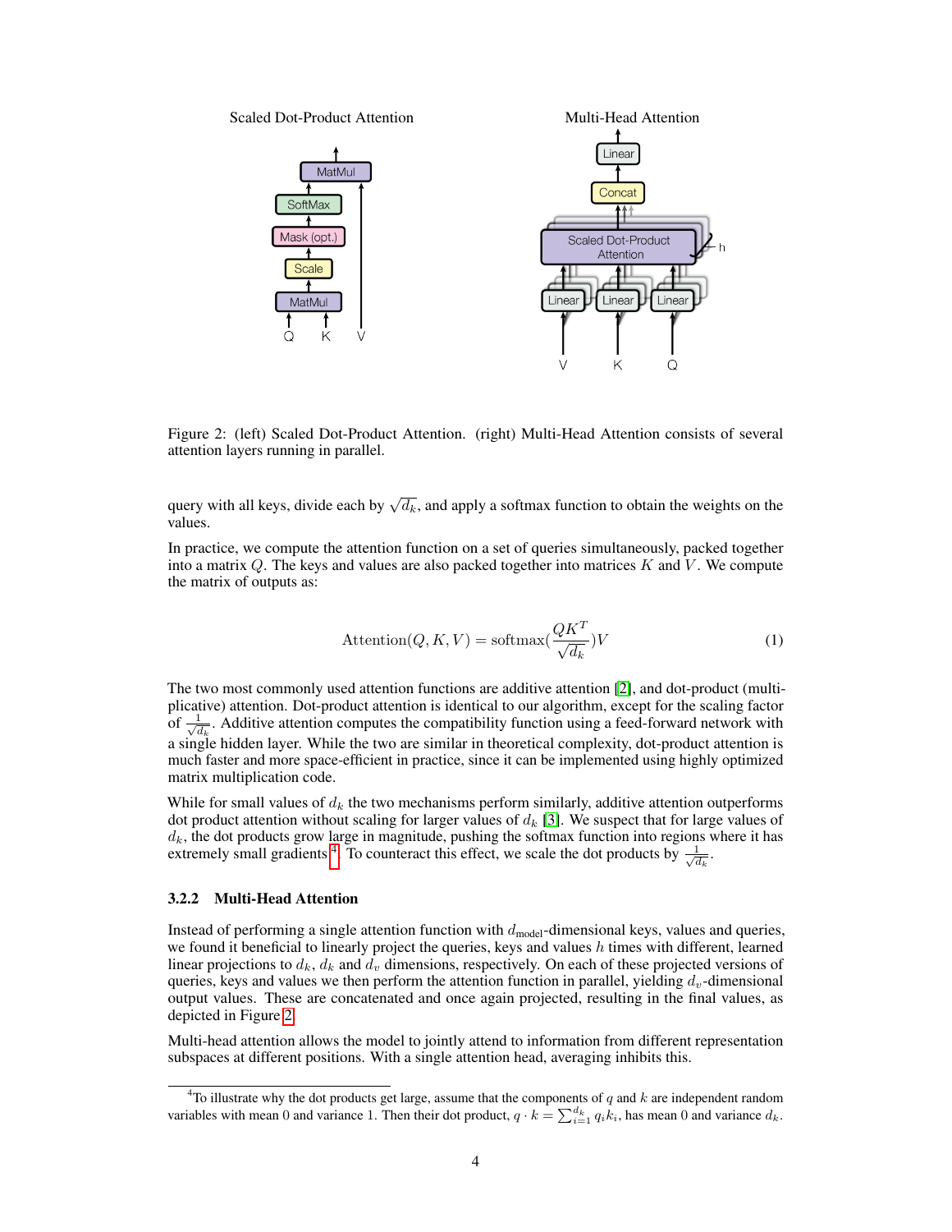Figure 2: (left) Scaled Dot-Product Attention. (right) Multi-Head Attention consists of several attention layers running in parallel.

query with all keys, divide each by $\sqrt{d_k}$, and apply a softmax function to obtain the weights on the values.

In practice, we compute the attention function on a set of queries simultaneously, packed together into a matrix $Q$. The keys and values are also packed together into matrices $K$ and $V$. We compute the matrix of outputs as:

$$\mathrm{Attention}(Q, K, V) = \mathrm{softmax}(\frac{QK^T}{\sqrt{d_k}})V \tag{1}$$

The two most commonly used attention functions are additive attention [2], and dot-product (multiplicative) attention. Dot-product attention is identical to our algorithm, except for the scaling factor of $\frac{1}{\sqrt{d_k}}$. Additive attention computes the compatibility function using a feed-forward network with a single hidden layer. While the two are similar in theoretical complexity, dot-product attention is much faster and more space-efficient in practice, since it can be implemented using highly optimized matrix multiplication code.

While for small values of $d_k$ the two mechanisms perform similarly, additive attention outperforms dot product attention without scaling for larger values of $d_k$ [3]. We suspect that for large values of $d_k$, the dot products grow large in magnitude, pushing the softmax function into regions where it has extremely small gradients [4]. To counteract this effect, we scale the dot products by $\frac{1}{\sqrt{d_k}}$.

### 3.2.2 Multi-Head Attention

Instead of performing a single attention function with $d_{\text{model}}$-dimensional keys, values and queries, we found it beneficial to linearly project the queries, keys and values $h$ times with different, learned linear projections to $d_k$, $d_k$ and $d_v$ dimensions, respectively. On each of these projected versions of queries, keys and values we then perform the attention function in parallel, yielding $d_v$-dimensional output values. These are concatenated and once again projected, resulting in the final values, as depicted in Figure 2.

Multi-head attention allows the model to jointly attend to information from different representation subspaces at different positions. With a single attention head, averaging inhibits this.

[4] To illustrate why the dot products get large, assume that the components of $q$ and $k$ are independent random variables with mean 0 and variance 1. Then their dot product, $q \cdot k = \sum_{i=1}^{d_k} q_i k_i$, has mean 0 and variance $d_k$.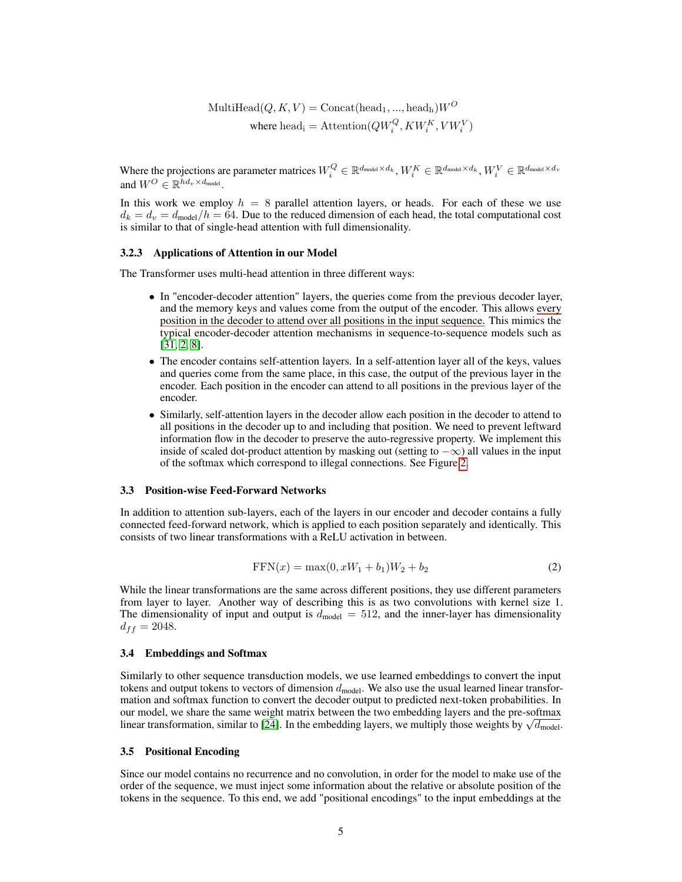$$\text{MultiHead}(Q, K, V) = \text{Concat}(\text{head}_1, ..., \text{head}_\text{h})W^O$$
$$\text{where head}_\text{i} = \text{Attention}(QW_i^Q, KW_i^K, VW_i^V)$$

Where the projections are parameter matrices $W_i^Q \in \mathbb{R}^{d_{\text{model}} \times d_k}$, $W_i^K \in \mathbb{R}^{d_{\text{model}} \times d_k}$, $W_i^V \in \mathbb{R}^{d_{\text{model}} \times d_v}$ and $W^O \in \mathbb{R}^{hd_v \times d_{\text{model}}}$.

In this work we employ $h = 8$ parallel attention layers, or heads. For each of these we use $d_k = d_v = d_{\text{model}}/h = 64$. Due to the reduced dimension of each head, the total computational cost is similar to that of single-head attention with full dimensionality.

### 3.2.3 Applications of Attention in our Model

The Transformer uses multi-head attention in three different ways:

- In "encoder-decoder attention" layers, the queries come from the previous decoder layer, and the memory keys and values come from the output of the encoder. This allows every position in the decoder to attend over all positions in the input sequence. This mimics the typical encoder-decoder attention mechanisms in sequence-to-sequence models such as [31, 2, 8].
- The encoder contains self-attention layers. In a self-attention layer all of the keys, values and queries come from the same place, in this case, the output of the previous layer in the encoder. Each position in the encoder can attend to all positions in the previous layer of the encoder.
- Similarly, self-attention layers in the decoder allow each position in the decoder to attend to all positions in the decoder up to and including that position. We need to prevent leftward information flow in the decoder to preserve the auto-regressive property. We implement this inside of scaled dot-product attention by masking out (setting to $-\infty$) all values in the input of the softmax which correspond to illegal connections. See Figure 2.

## 3.3 Position-wise Feed-Forward Networks

In addition to attention sub-layers, each of the layers in our encoder and decoder contains a fully connected feed-forward network, which is applied to each position separately and identically. This consists of two linear transformations with a ReLU activation in between.

$$\text{FFN}(x) = \max(0, xW_1 + b_1)W_2 + b_2 \tag{2}$$

While the linear transformations are the same across different positions, they use different parameters from layer to layer. Another way of describing this is as two convolutions with kernel size 1. The dimensionality of input and output is $d_{\text{model}} = 512$, and the inner-layer has dimensionality $d_{ff} = 2048$.

## 3.4 Embeddings and Softmax

Similarly to other sequence transduction models, we use learned embeddings to convert the input tokens and output tokens to vectors of dimension $d_{\text{model}}$. We also use the usual learned linear transformation and softmax function to convert the decoder output to predicted next-token probabilities. In our model, we share the same weight matrix between the two embedding layers and the pre-softmax linear transformation, similar to [24]. In the embedding layers, we multiply those weights by $\sqrt{d_{\text{model}}}$.

## 3.5 Positional Encoding

Since our model contains no recurrence and no convolution, in order for the model to make use of the order of the sequence, we must inject some information about the relative or absolute position of the tokens in the sequence. To this end, we add "positional encodings" to the input embeddings at the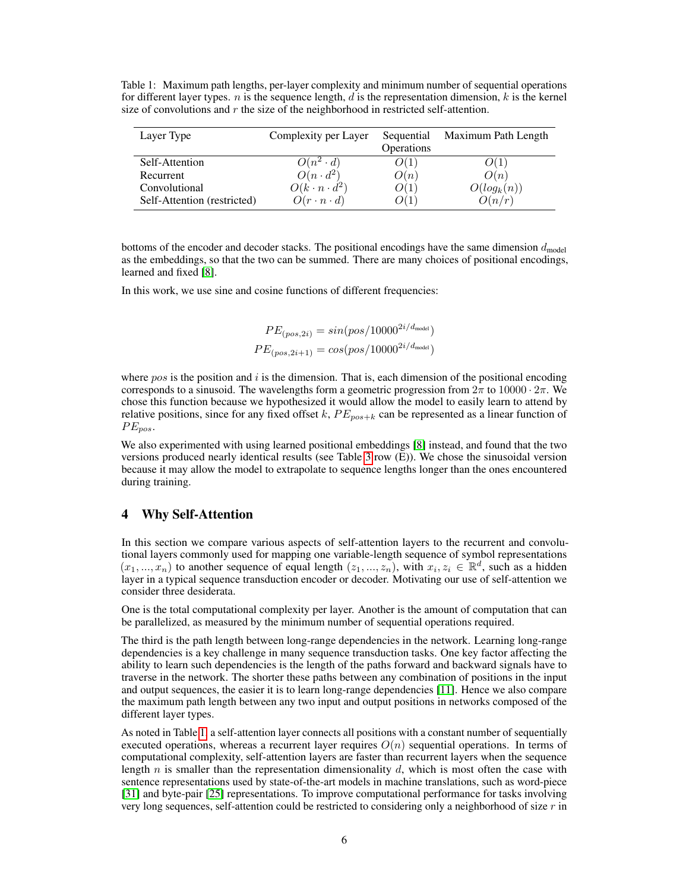Table 1: Maximum path lengths, per-layer complexity and minimum number of sequential operations for different layer types. $n$ is the sequence length, $d$ is the representation dimension, $k$ is the kernel size of convolutions and $r$ the size of the neighborhood in restricted self-attention.

| Layer Type | Complexity per Layer | Sequential Operations | Maximum Path Length |
|---|---|---|---|
| Self-Attention | $O(n^2 \cdot d)$ | $O(1)$ | $O(1)$ |
| Recurrent | $O(n \cdot d^2)$ | $O(n)$ | $O(n)$ |
| Convolutional | $O(k \cdot n \cdot d^2)$ | $O(1)$ | $O(log_k(n))$ |
| Self-Attention (restricted) | $O(r \cdot n \cdot d)$ | $O(1)$ | $O(n/r)$ |

bottoms of the encoder and decoder stacks. The positional encodings have the same dimension $d_{\text{model}}$ as the embeddings, so that the two can be summed. There are many choices of positional encodings, learned and fixed [8].

In this work, we use sine and cosine functions of different frequencies:

$$PE_{(pos,2i)} = sin(pos/10000^{2i/d_{\text{model}}})$$
$$PE_{(pos,2i+1)} = cos(pos/10000^{2i/d_{\text{model}}})$$

where $pos$ is the position and $i$ is the dimension. That is, each dimension of the positional encoding corresponds to a sinusoid. The wavelengths form a geometric progression from $2\pi$ to $10000 \cdot 2\pi$. We chose this function because we hypothesized it would allow the model to easily learn to attend by relative positions, since for any fixed offset $k$, $PE_{pos+k}$ can be represented as a linear function of $PE_{pos}$.

We also experimented with using learned positional embeddings [8] instead, and found that the two versions produced nearly identical results (see Table 3 row (E)). We chose the sinusoidal version because it may allow the model to extrapolate to sequence lengths longer than the ones encountered during training.

## 4 Why Self-Attention

In this section we compare various aspects of self-attention layers to the recurrent and convolutional layers commonly used for mapping one variable-length sequence of symbol representations $(x_1, ..., x_n)$ to another sequence of equal length $(z_1, ..., z_n)$, with $x_i, z_i \in \mathbb{R}^d$, such as a hidden layer in a typical sequence transduction encoder or decoder. Motivating our use of self-attention we consider three desiderata.

One is the total computational complexity per layer. Another is the amount of computation that can be parallelized, as measured by the minimum number of sequential operations required.

The third is the path length between long-range dependencies in the network. Learning long-range dependencies is a key challenge in many sequence transduction tasks. One key factor affecting the ability to learn such dependencies is the length of the paths forward and backward signals have to traverse in the network. The shorter these paths between any combination of positions in the input and output sequences, the easier it is to learn long-range dependencies [11]. Hence we also compare the maximum path length between any two input and output positions in networks composed of the different layer types.

As noted in Table 1, a self-attention layer connects all positions with a constant number of sequentially executed operations, whereas a recurrent layer requires $O(n)$ sequential operations. In terms of computational complexity, self-attention layers are faster than recurrent layers when the sequence length $n$ is smaller than the representation dimensionality $d$, which is most often the case with sentence representations used by state-of-the-art models in machine translations, such as word-piece [31] and byte-pair [25] representations. To improve computational performance for tasks involving very long sequences, self-attention could be restricted to considering only a neighborhood of size $r$ in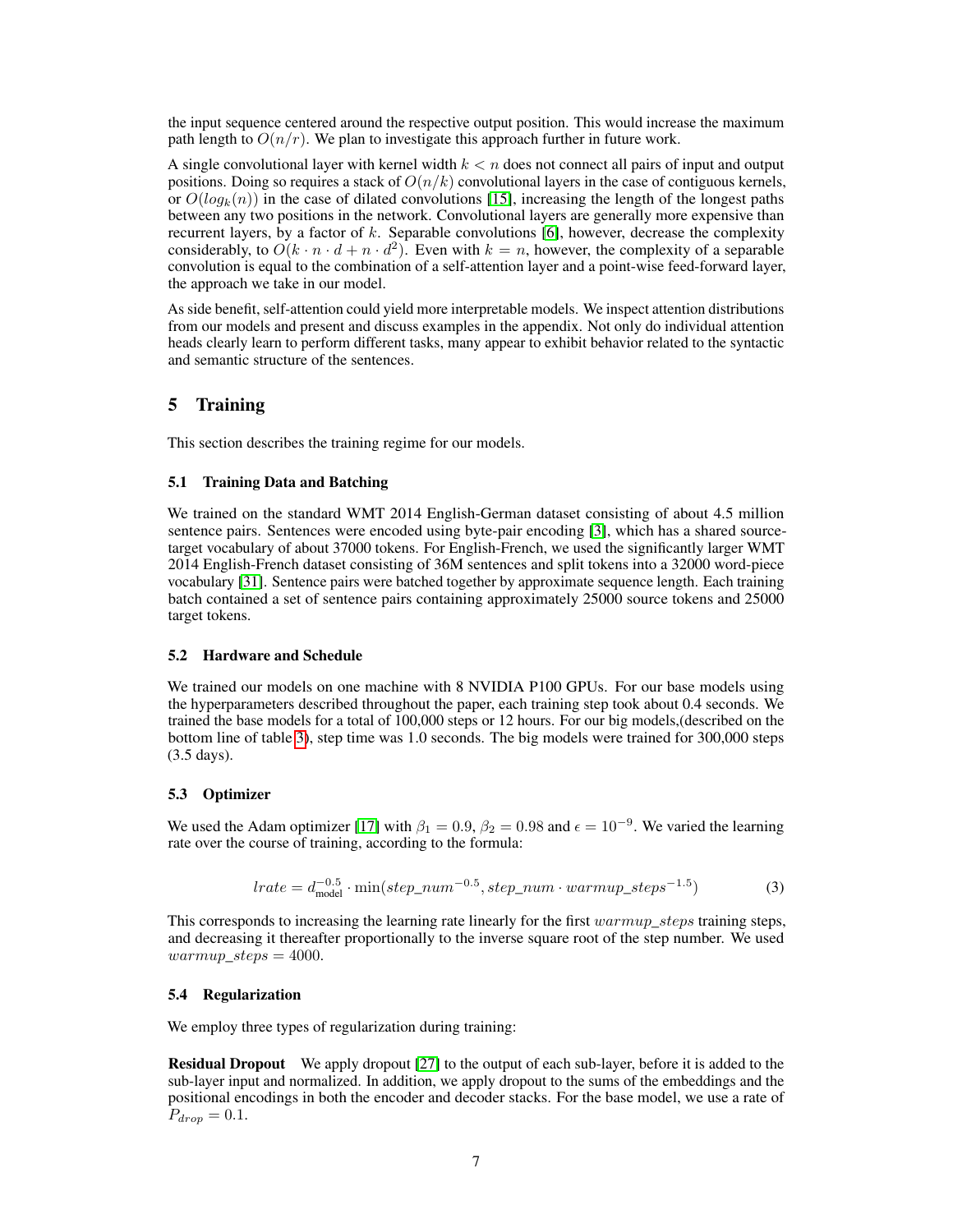the input sequence centered around the respective output position. This would increase the maximum path length to $O(n/r)$. We plan to investigate this approach further in future work.

A single convolutional layer with kernel width $k < n$ does not connect all pairs of input and output positions. Doing so requires a stack of $O(n/k)$ convolutional layers in the case of contiguous kernels, or $O(log_k(n))$ in the case of dilated convolutions [15], increasing the length of the longest paths between any two positions in the network. Convolutional layers are generally more expensive than recurrent layers, by a factor of $k$. Separable convolutions [6], however, decrease the complexity considerably, to $O(k \cdot n \cdot d + n \cdot d^2)$. Even with $k = n$, however, the complexity of a separable convolution is equal to the combination of a self-attention layer and a point-wise feed-forward layer, the approach we take in our model.

As side benefit, self-attention could yield more interpretable models. We inspect attention distributions from our models and present and discuss examples in the appendix. Not only do individual attention heads clearly learn to perform different tasks, many appear to exhibit behavior related to the syntactic and semantic structure of the sentences.

# 5 Training

This section describes the training regime for our models.

## 5.1 Training Data and Batching

We trained on the standard WMT 2014 English-German dataset consisting of about 4.5 million sentence pairs. Sentences were encoded using byte-pair encoding [3], which has a shared source-target vocabulary of about 37000 tokens. For English-French, we used the significantly larger WMT 2014 English-French dataset consisting of 36M sentences and split tokens into a 32000 word-piece vocabulary [31]. Sentence pairs were batched together by approximate sequence length. Each training batch contained a set of sentence pairs containing approximately 25000 source tokens and 25000 target tokens.

## 5.2 Hardware and Schedule

We trained our models on one machine with 8 NVIDIA P100 GPUs. For our base models using the hyperparameters described throughout the paper, each training step took about 0.4 seconds. We trained the base models for a total of 100,000 steps or 12 hours. For our big models,(described on the bottom line of table 3), step time was 1.0 seconds. The big models were trained for 300,000 steps (3.5 days).

## 5.3 Optimizer

We used the Adam optimizer [17] with $\beta_1 = 0.9$, $\beta_2 = 0.98$ and $\epsilon = 10^{-9}$. We varied the learning rate over the course of training, according to the formula:

$$lrate = d_{\text{model}}^{-0.5} \cdot \min(step\_num^{-0.5}, step\_num \cdot warmup\_steps^{-1.5}) \tag{3}$$

This corresponds to increasing the learning rate linearly for the first $warmup\_steps$ training steps, and decreasing it thereafter proportionally to the inverse square root of the step number. We used $warmup\_steps = 4000$.

## 5.4 Regularization

We employ three types of regularization during training:

**Residual Dropout** We apply dropout [27] to the output of each sub-layer, before it is added to the sub-layer input and normalized. In addition, we apply dropout to the sums of the embeddings and the positional encodings in both the encoder and decoder stacks. For the base model, we use a rate of $P_{drop} = 0.1$.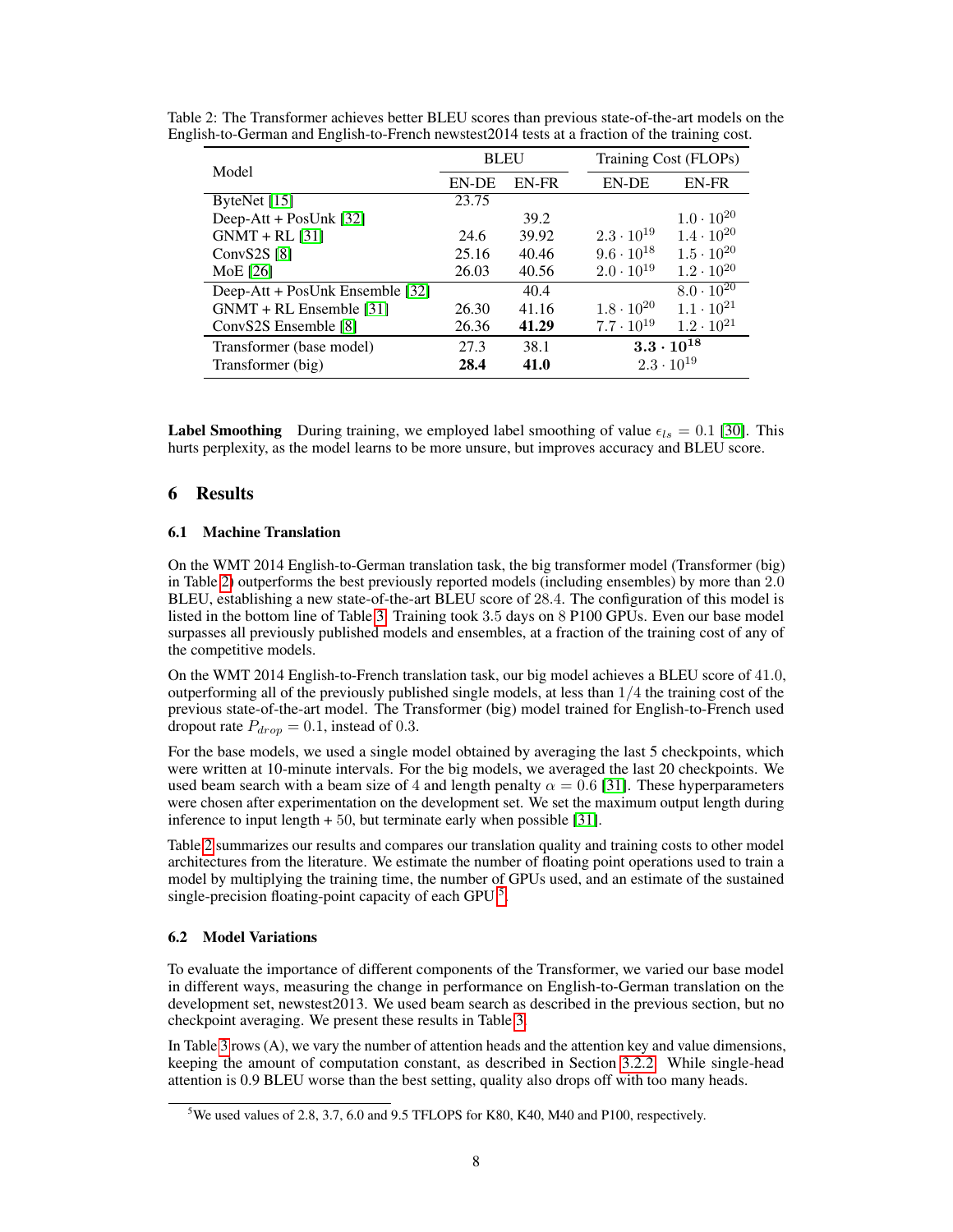Table 2: The Transformer achieves better BLEU scores than previous state-of-the-art models on the English-to-German and English-to-French newstest2014 tests at a fraction of the training cost.

| Model | BLEU | | Training Cost (FLOPs) | |
|---|---|---|---|---|
| | EN-DE | EN-FR | EN-DE | EN-FR |
| ByteNet [15] | 23.75 | | | |
| Deep-Att + PosUnk [32] | | 39.2 | | $1.0 \cdot 10^{20}$ |
| GNMT + RL [31] | 24.6 | 39.92 | $2.3 \cdot 10^{19}$ | $1.4 \cdot 10^{20}$ |
| ConvS2S [8] | 25.16 | 40.46 | $9.6 \cdot 10^{18}$ | $1.5 \cdot 10^{20}$ |
| MoE [26] | 26.03 | 40.56 | $2.0 \cdot 10^{19}$ | $1.2 \cdot 10^{20}$ |
| Deep-Att + PosUnk Ensemble [32] | | 40.4 | | $8.0 \cdot 10^{20}$ |
| GNMT + RL Ensemble [31] | 26.30 | 41.16 | $1.8 \cdot 10^{20}$ | $1.1 \cdot 10^{21}$ |
| ConvS2S Ensemble [8] | 26.36 | **41.29** | $7.7 \cdot 10^{19}$ | $1.2 \cdot 10^{21}$ |
| Transformer (base model) | 27.3 | 38.1 | $\mathbf{3.3 \cdot 10^{18}}$ | |
| Transformer (big) | **28.4** | **41.0** | $2.3 \cdot 10^{19}$ | |

**Label Smoothing** During training, we employed label smoothing of value $\epsilon_{ls} = 0.1$ [30]. This hurts perplexity, as the model learns to be more unsure, but improves accuracy and BLEU score.

# 6 Results

## 6.1 Machine Translation

On the WMT 2014 English-to-German translation task, the big transformer model (Transformer (big) in Table 2) outperforms the best previously reported models (including ensembles) by more than 2.0 BLEU, establishing a new state-of-the-art BLEU score of 28.4. The configuration of this model is listed in the bottom line of Table 3. Training took 3.5 days on 8 P100 GPUs. Even our base model surpasses all previously published models and ensembles, at a fraction of the training cost of any of the competitive models.

On the WMT 2014 English-to-French translation task, our big model achieves a BLEU score of 41.0, outperforming all of the previously published single models, at less than $1/4$ the training cost of the previous state-of-the-art model. The Transformer (big) model trained for English-to-French used dropout rate $P_{drop} = 0.1$, instead of 0.3.

For the base models, we used a single model obtained by averaging the last 5 checkpoints, which were written at 10-minute intervals. For the big models, we averaged the last 20 checkpoints. We used beam search with a beam size of 4 and length penalty $\alpha = 0.6$ [31]. These hyperparameters were chosen after experimentation on the development set. We set the maximum output length during inference to input length + 50, but terminate early when possible [31].

Table 2 summarizes our results and compares our translation quality and training costs to other model architectures from the literature. We estimate the number of floating point operations used to train a model by multiplying the training time, the number of GPUs used, and an estimate of the sustained single-precision floating-point capacity of each GPU [5].

## 6.2 Model Variations

To evaluate the importance of different components of the Transformer, we varied our base model in different ways, measuring the change in performance on English-to-German translation on the development set, newstest2013. We used beam search as described in the previous section, but no checkpoint averaging. We present these results in Table 3.

In Table 3 rows (A), we vary the number of attention heads and the attention key and value dimensions, keeping the amount of computation constant, as described in Section 3.2.2. While single-head attention is 0.9 BLEU worse than the best setting, quality also drops off with too many heads.

[5] We used values of 2.8, 3.7, 6.0 and 9.5 TFLOPS for K80, K40, M40 and P100, respectively.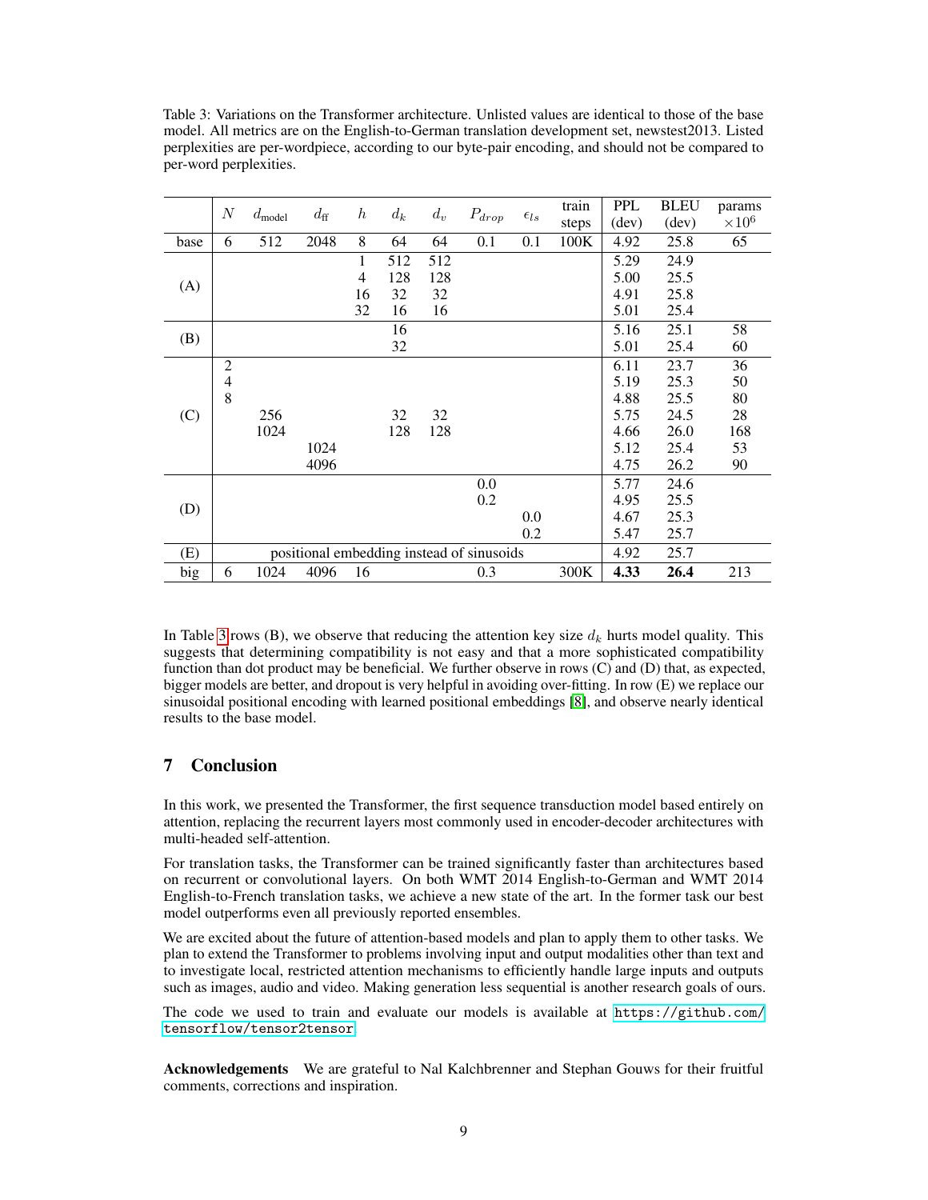Table 3: Variations on the Transformer architecture. Unlisted values are identical to those of the base model. All metrics are on the English-to-German translation development set, newstest2013. Listed perplexities are per-wordpiece, according to our byte-pair encoding, and should not be compared to per-word perplexities.

| | $N$ | $d_{\text{model}}$ | $d_{\text{ff}}$ | $h$ | $d_k$ | $d_v$ | $P_{drop}$ | $\epsilon_{ls}$ | train steps | PPL (dev) | BLEU (dev) | params $\times 10^6$ |
|---|---|---|---|---|---|---|---|---|---|---|---|---|
| base | 6 | 512 | 2048 | 8 | 64 | 64 | 0.1 | 0.1 | 100K | 4.92 | 25.8 | 65 |
| (A) | | | | 1 | 512 | 512 | | | | 5.29 | 24.9 | |
| | | | | 4 | 128 | 128 | | | | 5.00 | 25.5 | |
| | | | | 16 | 32 | 32 | | | | 4.91 | 25.8 | |
| | | | | 32 | 16 | 16 | | | | 5.01 | 25.4 | |
| (B) | | | | | 16 | | | | | 5.16 | 25.1 | 58 |
| | | | | | 32 | | | | | 5.01 | 25.4 | 60 |
| (C) | 2 | | | | | | | | | 6.11 | 23.7 | 36 |
| | 4 | | | | | | | | | 5.19 | 25.3 | 50 |
| | 8 | | | | | | | | | 4.88 | 25.5 | 80 |
| | | 256 | | | 32 | 32 | | | | 5.75 | 24.5 | 28 |
| | | 1024 | | | 128 | 128 | | | | 4.66 | 26.0 | 168 |
| | | | 1024 | | | | | | | 5.12 | 25.4 | 53 |
| | | | 4096 | | | | | | | 4.75 | 26.2 | 90 |
| (D) | | | | | | | 0.0 | | | 5.77 | 24.6 | |
| | | | | | | | 0.2 | | | 4.95 | 25.5 | |
| | | | | | | | | 0.0 | | 4.67 | 25.3 | |
| | | | | | | | | 0.2 | | 5.47 | 25.7 | |
| (E) | positional embedding instead of sinusoids | | | | | | | | | 4.92 | 25.7 | |
| big | 6 | 1024 | 4096 | 16 | | | 0.3 | | 300K | **4.33** | **26.4** | 213 |

In Table 3 rows (B), we observe that reducing the attention key size $d_k$ hurts model quality. This suggests that determining compatibility is not easy and that a more sophisticated compatibility function than dot product may be beneficial. We further observe in rows (C) and (D) that, as expected, bigger models are better, and dropout is very helpful in avoiding over-fitting. In row (E) we replace our sinusoidal positional encoding with learned positional embeddings [8], and observe nearly identical results to the base model.

## 7 Conclusion

In this work, we presented the Transformer, the first sequence transduction model based entirely on attention, replacing the recurrent layers most commonly used in encoder-decoder architectures with multi-headed self-attention.

For translation tasks, the Transformer can be trained significantly faster than architectures based on recurrent or convolutional layers. On both WMT 2014 English-to-German and WMT 2014 English-to-French translation tasks, we achieve a new state of the art. In the former task our best model outperforms even all previously reported ensembles.

We are excited about the future of attention-based models and plan to apply them to other tasks. We plan to extend the Transformer to problems involving input and output modalities other than text and to investigate local, restricted attention mechanisms to efficiently handle large inputs and outputs such as images, audio and video. Making generation less sequential is another research goals of ours.

The code we used to train and evaluate our models is available at `https://github.com/tensorflow/tensor2tensor`.

**Acknowledgements** We are grateful to Nal Kalchbrenner and Stephan Gouws for their fruitful comments, corrections and inspiration.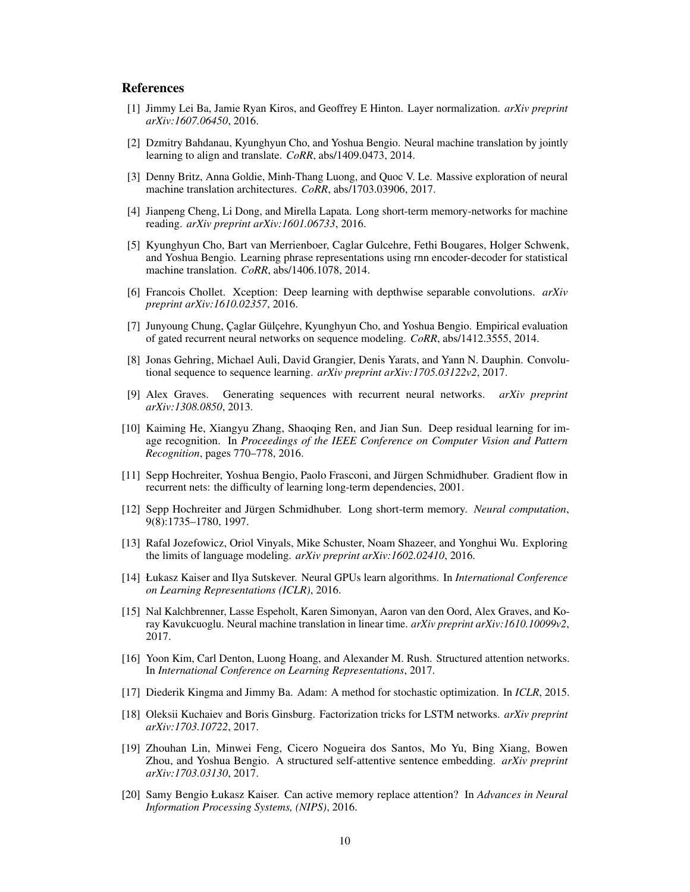## References

[1] Jimmy Lei Ba, Jamie Ryan Kiros, and Geoffrey E Hinton. Layer normalization. *arXiv preprint arXiv:1607.06450*, 2016.

[2] Dzmitry Bahdanau, Kyunghyun Cho, and Yoshua Bengio. Neural machine translation by jointly learning to align and translate. *CoRR*, abs/1409.0473, 2014.

[3] Denny Britz, Anna Goldie, Minh-Thang Luong, and Quoc V. Le. Massive exploration of neural machine translation architectures. *CoRR*, abs/1703.03906, 2017.

[4] Jianpeng Cheng, Li Dong, and Mirella Lapata. Long short-term memory-networks for machine reading. *arXiv preprint arXiv:1601.06733*, 2016.

[5] Kyunghyun Cho, Bart van Merrienboer, Caglar Gulcehre, Fethi Bougares, Holger Schwenk, and Yoshua Bengio. Learning phrase representations using rnn encoder-decoder for statistical machine translation. *CoRR*, abs/1406.1078, 2014.

[6] Francois Chollet. Xception: Deep learning with depthwise separable convolutions. *arXiv preprint arXiv:1610.02357*, 2016.

[7] Junyoung Chung, Çaglar Gülçehre, Kyunghyun Cho, and Yoshua Bengio. Empirical evaluation of gated recurrent neural networks on sequence modeling. *CoRR*, abs/1412.3555, 2014.

[8] Jonas Gehring, Michael Auli, David Grangier, Denis Yarats, and Yann N. Dauphin. Convolutional sequence to sequence learning. *arXiv preprint arXiv:1705.03122v2*, 2017.

[9] Alex Graves. Generating sequences with recurrent neural networks. *arXiv preprint arXiv:1308.0850*, 2013.

[10] Kaiming He, Xiangyu Zhang, Shaoqing Ren, and Jian Sun. Deep residual learning for image recognition. In *Proceedings of the IEEE Conference on Computer Vision and Pattern Recognition*, pages 770–778, 2016.

[11] Sepp Hochreiter, Yoshua Bengio, Paolo Frasconi, and Jürgen Schmidhuber. Gradient flow in recurrent nets: the difficulty of learning long-term dependencies, 2001.

[12] Sepp Hochreiter and Jürgen Schmidhuber. Long short-term memory. *Neural computation*, 9(8):1735–1780, 1997.

[13] Rafal Jozefowicz, Oriol Vinyals, Mike Schuster, Noam Shazeer, and Yonghui Wu. Exploring the limits of language modeling. *arXiv preprint arXiv:1602.02410*, 2016.

[14] Łukasz Kaiser and Ilya Sutskever. Neural GPUs learn algorithms. In *International Conference on Learning Representations (ICLR)*, 2016.

[15] Nal Kalchbrenner, Lasse Espeholt, Karen Simonyan, Aaron van den Oord, Alex Graves, and Koray Kavukcuoglu. Neural machine translation in linear time. *arXiv preprint arXiv:1610.10099v2*, 2017.

[16] Yoon Kim, Carl Denton, Luong Hoang, and Alexander M. Rush. Structured attention networks. In *International Conference on Learning Representations*, 2017.

[17] Diederik Kingma and Jimmy Ba. Adam: A method for stochastic optimization. In *ICLR*, 2015.

[18] Oleksii Kuchaiev and Boris Ginsburg. Factorization tricks for LSTM networks. *arXiv preprint arXiv:1703.10722*, 2017.

[19] Zhouhan Lin, Minwei Feng, Cicero Nogueira dos Santos, Mo Yu, Bing Xiang, Bowen Zhou, and Yoshua Bengio. A structured self-attentive sentence embedding. *arXiv preprint arXiv:1703.03130*, 2017.

[20] Samy Bengio Łukasz Kaiser. Can active memory replace attention? In *Advances in Neural Information Processing Systems, (NIPS)*, 2016.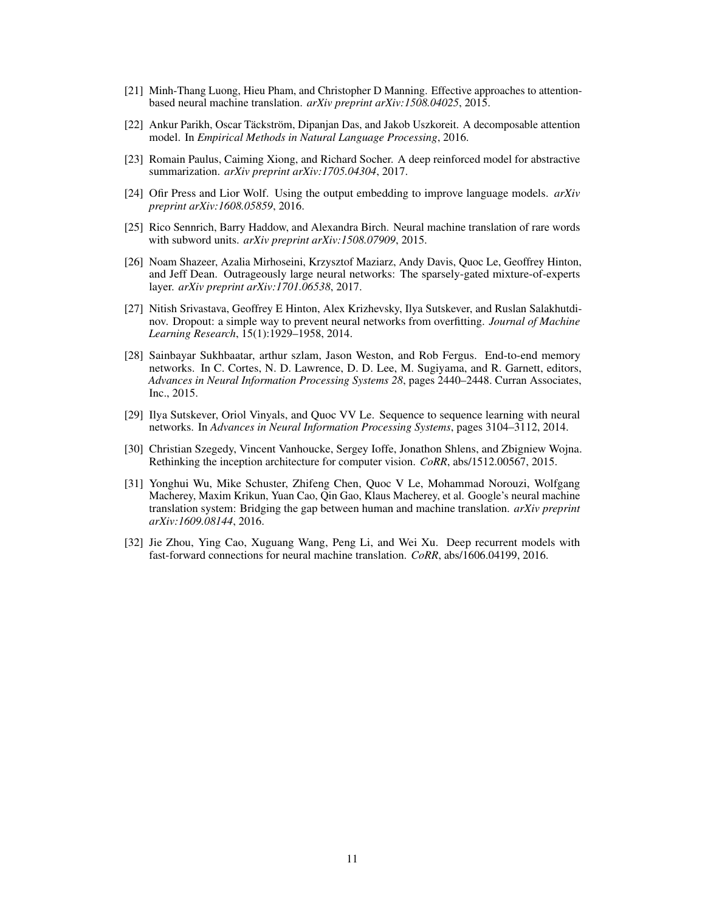[21] Minh-Thang Luong, Hieu Pham, and Christopher D Manning. Effective approaches to attention-based neural machine translation. *arXiv preprint arXiv:1508.04025*, 2015.

[22] Ankur Parikh, Oscar Täckström, Dipanjan Das, and Jakob Uszkoreit. A decomposable attention model. In *Empirical Methods in Natural Language Processing*, 2016.

[23] Romain Paulus, Caiming Xiong, and Richard Socher. A deep reinforced model for abstractive summarization. *arXiv preprint arXiv:1705.04304*, 2017.

[24] Ofir Press and Lior Wolf. Using the output embedding to improve language models. *arXiv preprint arXiv:1608.05859*, 2016.

[25] Rico Sennrich, Barry Haddow, and Alexandra Birch. Neural machine translation of rare words with subword units. *arXiv preprint arXiv:1508.07909*, 2015.

[26] Noam Shazeer, Azalia Mirhoseini, Krzysztof Maziarz, Andy Davis, Quoc Le, Geoffrey Hinton, and Jeff Dean. Outrageously large neural networks: The sparsely-gated mixture-of-experts layer. *arXiv preprint arXiv:1701.06538*, 2017.

[27] Nitish Srivastava, Geoffrey E Hinton, Alex Krizhevsky, Ilya Sutskever, and Ruslan Salakhutdinov. Dropout: a simple way to prevent neural networks from overfitting. *Journal of Machine Learning Research*, 15(1):1929–1958, 2014.

[28] Sainbayar Sukhbaatar, arthur szlam, Jason Weston, and Rob Fergus. End-to-end memory networks. In C. Cortes, N. D. Lawrence, D. D. Lee, M. Sugiyama, and R. Garnett, editors, *Advances in Neural Information Processing Systems 28*, pages 2440–2448. Curran Associates, Inc., 2015.

[29] Ilya Sutskever, Oriol Vinyals, and Quoc VV Le. Sequence to sequence learning with neural networks. In *Advances in Neural Information Processing Systems*, pages 3104–3112, 2014.

[30] Christian Szegedy, Vincent Vanhoucke, Sergey Ioffe, Jonathon Shlens, and Zbigniew Wojna. Rethinking the inception architecture for computer vision. *CoRR*, abs/1512.00567, 2015.

[31] Yonghui Wu, Mike Schuster, Zhifeng Chen, Quoc V Le, Mohammad Norouzi, Wolfgang Macherey, Maxim Krikun, Yuan Cao, Qin Gao, Klaus Macherey, et al. Google's neural machine translation system: Bridging the gap between human and machine translation. *arXiv preprint arXiv:1609.08144*, 2016.

[32] Jie Zhou, Ying Cao, Xuguang Wang, Peng Li, and Wei Xu. Deep recurrent models with fast-forward connections for neural machine translation. *CoRR*, abs/1606.04199, 2016.